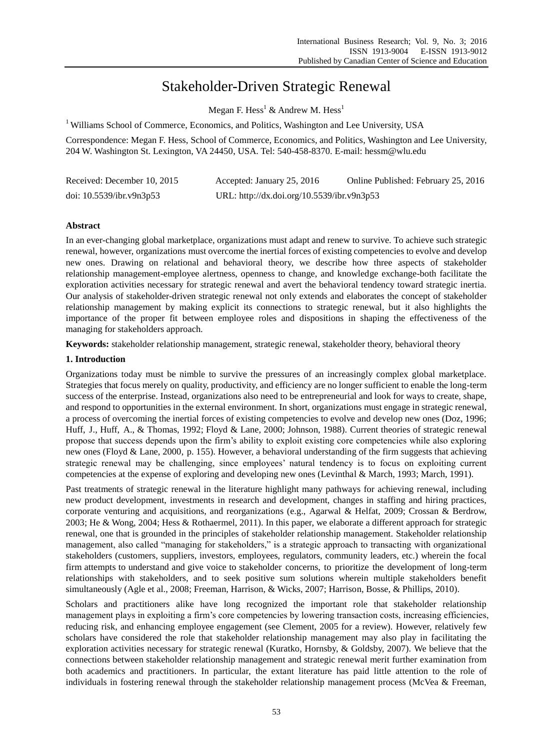# Stakeholder-Driven Strategic Renewal

Megan F. Hess[1] & Andrew M. Hess[1]

[1] Williams School of Commerce, Economics, and Politics, Washington and Lee University, USA

Correspondence: Megan F. Hess, School of Commerce, Economics, and Politics, Washington and Lee University, 204 W. Washington St. Lexington, VA 24450, USA. Tel: 540-458-8370. E-mail: hessm@wlu.edu

Received: December 10, 2015 Accepted: January 25, 2016 Online Published: February 25, 2016

doi: 10.5539/ibr.v9n3p53 URL: http://dx.doi.org/10.5539/ibr.v9n3p53

## Abstract

In an ever-changing global marketplace, organizations must adapt and renew to survive. To achieve such strategic renewal, however, organizations must overcome the inertial forces of existing competencies to evolve and develop new ones. Drawing on relational and behavioral theory, we describe how three aspects of stakeholder relationship management-employee alertness, openness to change, and knowledge exchange-both facilitate the exploration activities necessary for strategic renewal and avert the behavioral tendency toward strategic inertia. Our analysis of stakeholder-driven strategic renewal not only extends and elaborates the concept of stakeholder relationship management by making explicit its connections to strategic renewal, but it also highlights the importance of the proper fit between employee roles and dispositions in shaping the effectiveness of the managing for stakeholders approach.

**Keywords:** stakeholder relationship management, strategic renewal, stakeholder theory, behavioral theory

## 1. Introduction

Organizations today must be nimble to survive the pressures of an increasingly complex global marketplace. Strategies that focus merely on quality, productivity, and efficiency are no longer sufficient to enable the long-term success of the enterprise. Instead, organizations also need to be entrepreneurial and look for ways to create, shape, and respond to opportunities in the external environment. In short, organizations must engage in strategic renewal, a process of overcoming the inertial forces of existing competencies to evolve and develop new ones (Doz, 1996; Huff, J., Huff, A., & Thomas, 1992; Floyd & Lane, 2000; Johnson, 1988). Current theories of strategic renewal propose that success depends upon the firm's ability to exploit existing core competencies while also exploring new ones (Floyd & Lane, 2000, p. 155). However, a behavioral understanding of the firm suggests that achieving strategic renewal may be challenging, since employees' natural tendency is to focus on exploiting current competencies at the expense of exploring and developing new ones (Levinthal & March, 1993; March, 1991).

Past treatments of strategic renewal in the literature highlight many pathways for achieving renewal, including new product development, investments in research and development, changes in staffing and hiring practices, corporate venturing and acquisitions, and reorganizations (e.g., Agarwal & Helfat, 2009; Crossan & Berdrow, 2003; He & Wong, 2004; Hess & Rothaermel, 2011). In this paper, we elaborate a different approach for strategic renewal, one that is grounded in the principles of stakeholder relationship management. Stakeholder relationship management, also called "managing for stakeholders," is a strategic approach to transacting with organizational stakeholders (customers, suppliers, investors, employees, regulators, community leaders, etc.) wherein the focal firm attempts to understand and give voice to stakeholder concerns, to prioritize the development of long-term relationships with stakeholders, and to seek positive sum solutions wherein multiple stakeholders benefit simultaneously (Agle et al., 2008; Freeman, Harrison, & Wicks, 2007; Harrison, Bosse, & Phillips, 2010).

Scholars and practitioners alike have long recognized the important role that stakeholder relationship management plays in exploiting a firm's core competencies by lowering transaction costs, increasing efficiencies, reducing risk, and enhancing employee engagement (see Clement, 2005 for a review). However, relatively few scholars have considered the role that stakeholder relationship management may also play in facilitating the exploration activities necessary for strategic renewal (Kuratko, Hornsby, & Goldsby, 2007). We believe that the connections between stakeholder relationship management and strategic renewal merit further examination from both academics and practitioners. In particular, the extant literature has paid little attention to the role of individuals in fostering renewal through the stakeholder relationship management process (McVea & Freeman,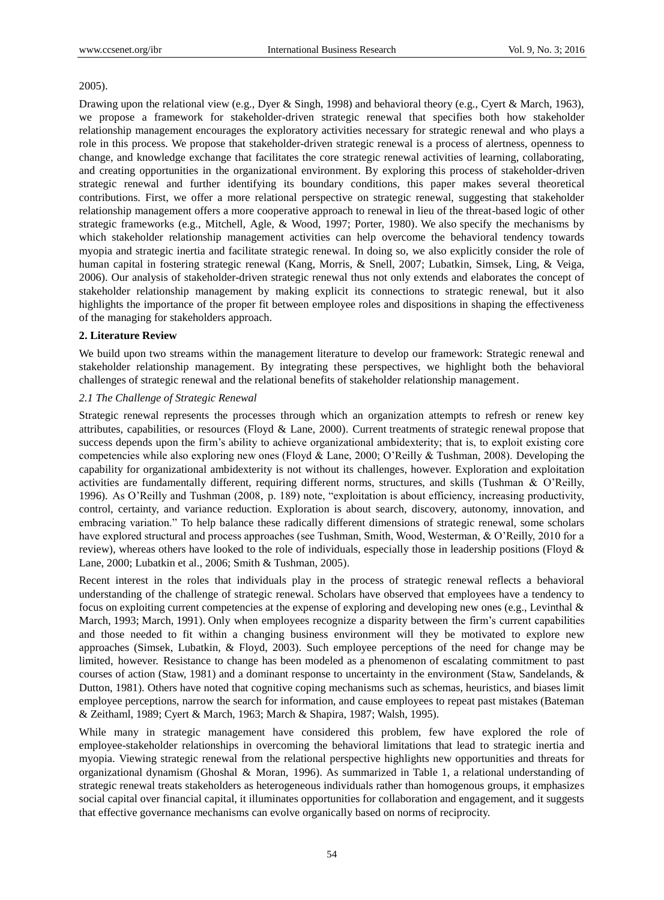2005).

Drawing upon the relational view (e.g., Dyer & Singh, 1998) and behavioral theory (e.g., Cyert & March, 1963), we propose a framework for stakeholder-driven strategic renewal that specifies both how stakeholder relationship management encourages the exploratory activities necessary for strategic renewal and who plays a role in this process. We propose that stakeholder-driven strategic renewal is a process of alertness, openness to change, and knowledge exchange that facilitates the core strategic renewal activities of learning, collaborating, and creating opportunities in the organizational environment. By exploring this process of stakeholder-driven strategic renewal and further identifying its boundary conditions, this paper makes several theoretical contributions. First, we offer a more relational perspective on strategic renewal, suggesting that stakeholder relationship management offers a more cooperative approach to renewal in lieu of the threat-based logic of other strategic frameworks (e.g., Mitchell, Agle, & Wood, 1997; Porter, 1980). We also specify the mechanisms by which stakeholder relationship management activities can help overcome the behavioral tendency towards myopia and strategic inertia and facilitate strategic renewal. In doing so, we also explicitly consider the role of human capital in fostering strategic renewal (Kang, Morris, & Snell, 2007; Lubatkin, Simsek, Ling, & Veiga, 2006). Our analysis of stakeholder-driven strategic renewal thus not only extends and elaborates the concept of stakeholder relationship management by making explicit its connections to strategic renewal, but it also highlights the importance of the proper fit between employee roles and dispositions in shaping the effectiveness of the managing for stakeholders approach.

## 2. Literature Review

We build upon two streams within the management literature to develop our framework: Strategic renewal and stakeholder relationship management. By integrating these perspectives, we highlight both the behavioral challenges of strategic renewal and the relational benefits of stakeholder relationship management.

### *2.1 The Challenge of Strategic Renewal*

Strategic renewal represents the processes through which an organization attempts to refresh or renew key attributes, capabilities, or resources (Floyd & Lane, 2000). Current treatments of strategic renewal propose that success depends upon the firm's ability to achieve organizational ambidexterity; that is, to exploit existing core competencies while also exploring new ones (Floyd & Lane, 2000; O'Reilly & Tushman, 2008). Developing the capability for organizational ambidexterity is not without its challenges, however. Exploration and exploitation activities are fundamentally different, requiring different norms, structures, and skills (Tushman & O'Reilly, 1996). As O'Reilly and Tushman (2008, p. 189) note, "exploitation is about efficiency, increasing productivity, control, certainty, and variance reduction. Exploration is about search, discovery, autonomy, innovation, and embracing variation." To help balance these radically different dimensions of strategic renewal, some scholars have explored structural and process approaches (see Tushman, Smith, Wood, Westerman, & O'Reilly, 2010 for a review), whereas others have looked to the role of individuals, especially those in leadership positions (Floyd & Lane, 2000; Lubatkin et al., 2006; Smith & Tushman, 2005).

Recent interest in the roles that individuals play in the process of strategic renewal reflects a behavioral understanding of the challenge of strategic renewal. Scholars have observed that employees have a tendency to focus on exploiting current competencies at the expense of exploring and developing new ones (e.g., Levinthal & March, 1993; March, 1991). Only when employees recognize a disparity between the firm's current capabilities and those needed to fit within a changing business environment will they be motivated to explore new approaches (Simsek, Lubatkin, & Floyd, 2003). Such employee perceptions of the need for change may be limited, however. Resistance to change has been modeled as a phenomenon of escalating commitment to past courses of action (Staw, 1981) and a dominant response to uncertainty in the environment (Staw, Sandelands, & Dutton, 1981). Others have noted that cognitive coping mechanisms such as schemas, heuristics, and biases limit employee perceptions, narrow the search for information, and cause employees to repeat past mistakes (Bateman & Zeithaml, 1989; Cyert & March, 1963; March & Shapira, 1987; Walsh, 1995).

While many in strategic management have considered this problem, few have explored the role of employee-stakeholder relationships in overcoming the behavioral limitations that lead to strategic inertia and myopia. Viewing strategic renewal from the relational perspective highlights new opportunities and threats for organizational dynamism (Ghoshal & Moran, 1996). As summarized in Table 1, a relational understanding of strategic renewal treats stakeholders as heterogeneous individuals rather than homogenous groups, it emphasizes social capital over financial capital, it illuminates opportunities for collaboration and engagement, and it suggests that effective governance mechanisms can evolve organically based on norms of reciprocity.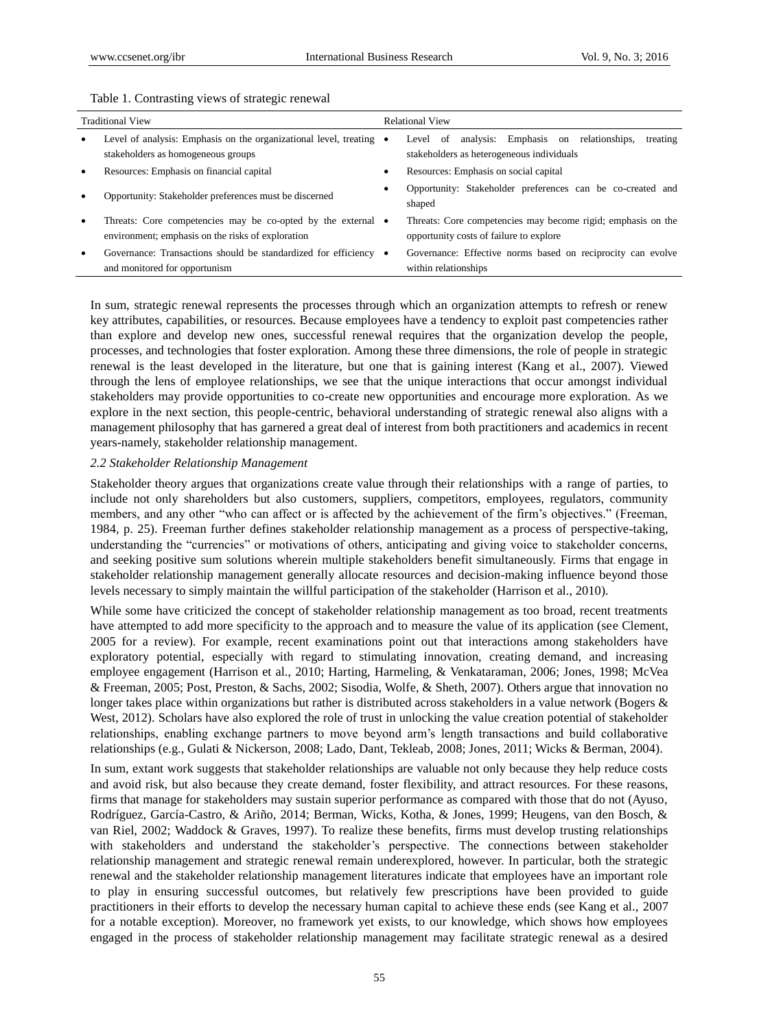Table 1. Contrasting views of strategic renewal

| Traditional View | Relational View |
|---|---|
| • Level of analysis: Emphasis on the organizational level, treating stakeholders as homogeneous groups | • Level of analysis: Emphasis on relationships, treating stakeholders as heterogeneous individuals |
| • Resources: Emphasis on financial capital | • Resources: Emphasis on social capital |
| • Opportunity: Stakeholder preferences must be discerned | • Opportunity: Stakeholder preferences can be co-created and shaped |
| • Threats: Core competencies may be co-opted by the external environment; emphasis on the risks of exploration | • Threats: Core competencies may become rigid; emphasis on the opportunity costs of failure to explore |
| • Governance: Transactions should be standardized for efficiency and monitored for opportunism | • Governance: Effective norms based on reciprocity can evolve within relationships |

In sum, strategic renewal represents the processes through which an organization attempts to refresh or renew key attributes, capabilities, or resources. Because employees have a tendency to exploit past competencies rather than explore and develop new ones, successful renewal requires that the organization develop the people, processes, and technologies that foster exploration. Among these three dimensions, the role of people in strategic renewal is the least developed in the literature, but one that is gaining interest (Kang et al., 2007). Viewed through the lens of employee relationships, we see that the unique interactions that occur amongst individual stakeholders may provide opportunities to co-create new opportunities and encourage more exploration. As we explore in the next section, this people-centric, behavioral understanding of strategic renewal also aligns with a management philosophy that has garnered a great deal of interest from both practitioners and academics in recent years-namely, stakeholder relationship management.

### *2.2 Stakeholder Relationship Management*

Stakeholder theory argues that organizations create value through their relationships with a range of parties, to include not only shareholders but also customers, suppliers, competitors, employees, regulators, community members, and any other "who can affect or is affected by the achievement of the firm's objectives." (Freeman, 1984, p. 25). Freeman further defines stakeholder relationship management as a process of perspective-taking, understanding the "currencies" or motivations of others, anticipating and giving voice to stakeholder concerns, and seeking positive sum solutions wherein multiple stakeholders benefit simultaneously. Firms that engage in stakeholder relationship management generally allocate resources and decision-making influence beyond those levels necessary to simply maintain the willful participation of the stakeholder (Harrison et al., 2010).

While some have criticized the concept of stakeholder relationship management as too broad, recent treatments have attempted to add more specificity to the approach and to measure the value of its application (see Clement, 2005 for a review). For example, recent examinations point out that interactions among stakeholders have exploratory potential, especially with regard to stimulating innovation, creating demand, and increasing employee engagement (Harrison et al., 2010; Harting, Harmeling, & Venkataraman, 2006; Jones, 1998; McVea & Freeman, 2005; Post, Preston, & Sachs, 2002; Sisodia, Wolfe, & Sheth, 2007). Others argue that innovation no longer takes place within organizations but rather is distributed across stakeholders in a value network (Bogers & West, 2012). Scholars have also explored the role of trust in unlocking the value creation potential of stakeholder relationships, enabling exchange partners to move beyond arm's length transactions and build collaborative relationships (e.g., Gulati & Nickerson, 2008; Lado, Dant, Tekleab, 2008; Jones, 2011; Wicks & Berman, 2004).

In sum, extant work suggests that stakeholder relationships are valuable not only because they help reduce costs and avoid risk, but also because they create demand, foster flexibility, and attract resources. For these reasons, firms that manage for stakeholders may sustain superior performance as compared with those that do not (Ayuso, Rodríguez, García-Castro, & Ariño, 2014; Berman, Wicks, Kotha, & Jones, 1999; Heugens, van den Bosch, & van Riel, 2002; Waddock & Graves, 1997). To realize these benefits, firms must develop trusting relationships with stakeholders and understand the stakeholder's perspective. The connections between stakeholder relationship management and strategic renewal remain underexplored, however. In particular, both the strategic renewal and the stakeholder relationship management literatures indicate that employees have an important role to play in ensuring successful outcomes, but relatively few prescriptions have been provided to guide practitioners in their efforts to develop the necessary human capital to achieve these ends (see Kang et al., 2007 for a notable exception). Moreover, no framework yet exists, to our knowledge, which shows how employees engaged in the process of stakeholder relationship management may facilitate strategic renewal as a desired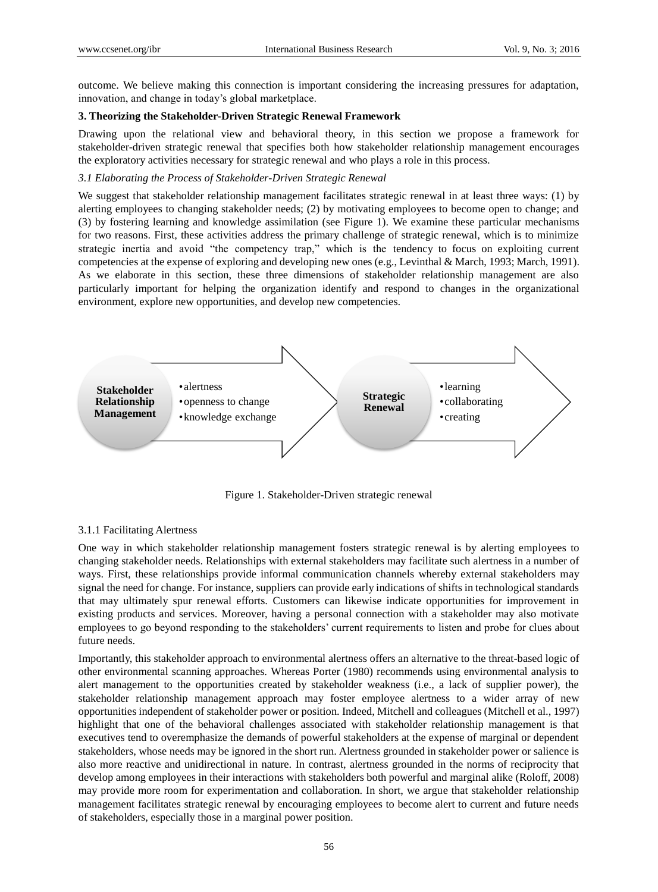outcome. We believe making this connection is important considering the increasing pressures for adaptation, innovation, and change in today's global marketplace.

## 3. Theorizing the Stakeholder-Driven Strategic Renewal Framework

Drawing upon the relational view and behavioral theory, in this section we propose a framework for stakeholder-driven strategic renewal that specifies both how stakeholder relationship management encourages the exploratory activities necessary for strategic renewal and who plays a role in this process.

### *3.1 Elaborating the Process of Stakeholder-Driven Strategic Renewal*

We suggest that stakeholder relationship management facilitates strategic renewal in at least three ways: (1) by alerting employees to changing stakeholder needs; (2) by motivating employees to become open to change; and (3) by fostering learning and knowledge assimilation (see Figure 1). We examine these particular mechanisms for two reasons. First, these activities address the primary challenge of strategic renewal, which is to minimize strategic inertia and avoid "the competency trap," which is the tendency to focus on exploiting current competencies at the expense of exploring and developing new ones (e.g., Levinthal & March, 1993; March, 1991). As we elaborate in this section, these three dimensions of stakeholder relationship management are also particularly important for helping the organization identify and respond to changes in the organizational environment, explore new opportunities, and develop new competencies.

**Stakeholder Relationship Management**
- alertness
- openness to change
- knowledge exchange

**Strategic Renewal**
- learning
- collaborating
- creating

Figure 1. Stakeholder-Driven strategic renewal

#### 3.1.1 Facilitating Alertness

One way in which stakeholder relationship management fosters strategic renewal is by alerting employees to changing stakeholder needs. Relationships with external stakeholders may facilitate such alertness in a number of ways. First, these relationships provide informal communication channels whereby external stakeholders may signal the need for change. For instance, suppliers can provide early indications of shifts in technological standards that may ultimately spur renewal efforts. Customers can likewise indicate opportunities for improvement in existing products and services. Moreover, having a personal connection with a stakeholder may also motivate employees to go beyond responding to the stakeholders' current requirements to listen and probe for clues about future needs.

Importantly, this stakeholder approach to environmental alertness offers an alternative to the threat-based logic of other environmental scanning approaches. Whereas Porter (1980) recommends using environmental analysis to alert management to the opportunities created by stakeholder weakness (i.e., a lack of supplier power), the stakeholder relationship management approach may foster employee alertness to a wider array of new opportunities independent of stakeholder power or position. Indeed, Mitchell and colleagues (Mitchell et al., 1997) highlight that one of the behavioral challenges associated with stakeholder relationship management is that executives tend to overemphasize the demands of powerful stakeholders at the expense of marginal or dependent stakeholders, whose needs may be ignored in the short run. Alertness grounded in stakeholder power or salience is also more reactive and unidirectional in nature. In contrast, alertness grounded in the norms of reciprocity that develop among employees in their interactions with stakeholders both powerful and marginal alike (Roloff, 2008) may provide more room for experimentation and collaboration. In short, we argue that stakeholder relationship management facilitates strategic renewal by encouraging employees to become alert to current and future needs of stakeholders, especially those in a marginal power position.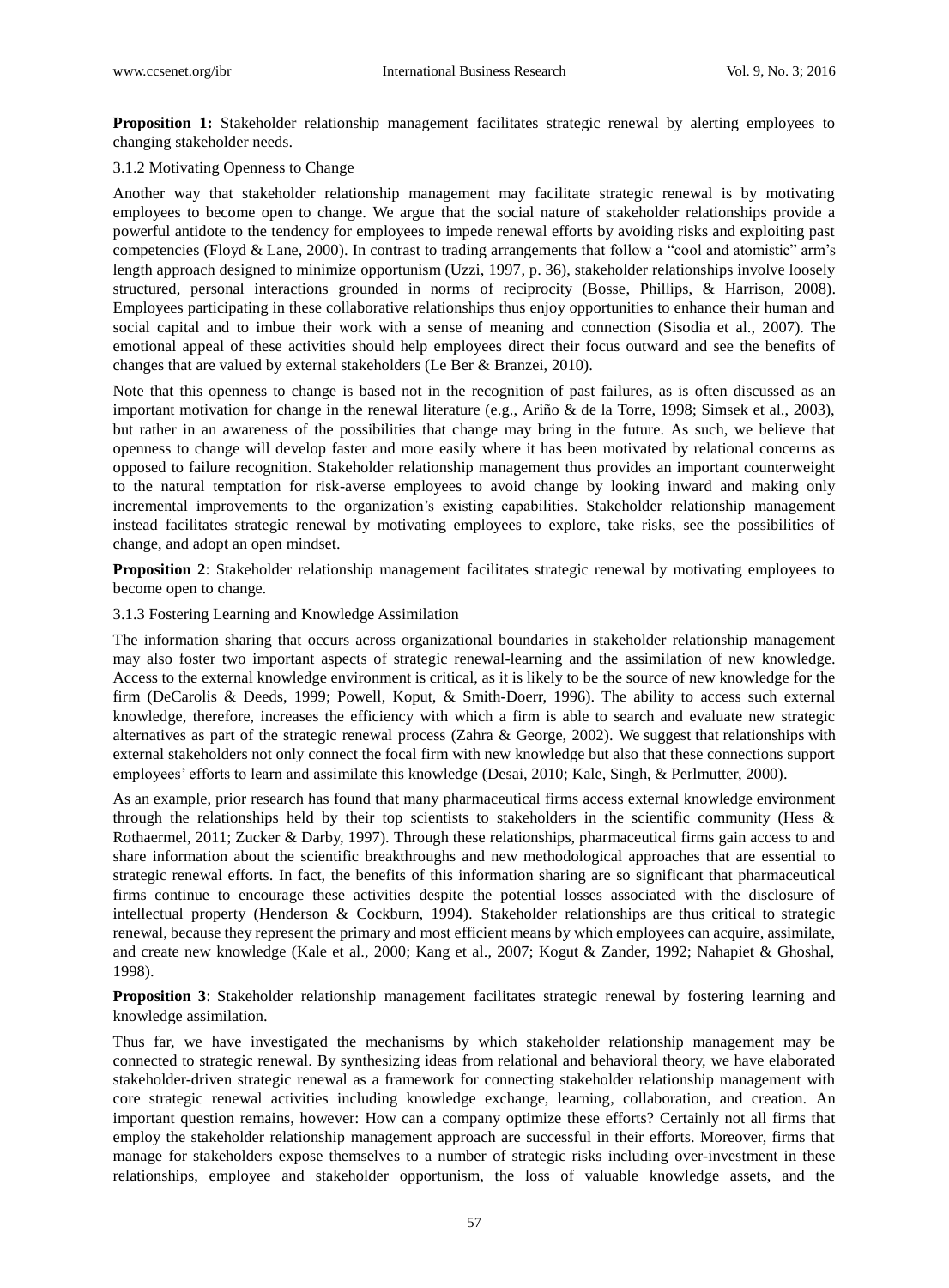**Proposition 1:** Stakeholder relationship management facilitates strategic renewal by alerting employees to changing stakeholder needs.

#### 3.1.2 Motivating Openness to Change

Another way that stakeholder relationship management may facilitate strategic renewal is by motivating employees to become open to change. We argue that the social nature of stakeholder relationships provide a powerful antidote to the tendency for employees to impede renewal efforts by avoiding risks and exploiting past competencies (Floyd & Lane, 2000). In contrast to trading arrangements that follow a "cool and atomistic" arm's length approach designed to minimize opportunism (Uzzi, 1997, p. 36), stakeholder relationships involve loosely structured, personal interactions grounded in norms of reciprocity (Bosse, Phillips, & Harrison, 2008). Employees participating in these collaborative relationships thus enjoy opportunities to enhance their human and social capital and to imbue their work with a sense of meaning and connection (Sisodia et al., 2007). The emotional appeal of these activities should help employees direct their focus outward and see the benefits of changes that are valued by external stakeholders (Le Ber & Branzei, 2010).

Note that this openness to change is based not in the recognition of past failures, as is often discussed as an important motivation for change in the renewal literature (e.g., Ariño & de la Torre, 1998; Simsek et al., 2003), but rather in an awareness of the possibilities that change may bring in the future. As such, we believe that openness to change will develop faster and more easily where it has been motivated by relational concerns as opposed to failure recognition. Stakeholder relationship management thus provides an important counterweight to the natural temptation for risk-averse employees to avoid change by looking inward and making only incremental improvements to the organization's existing capabilities. Stakeholder relationship management instead facilitates strategic renewal by motivating employees to explore, take risks, see the possibilities of change, and adopt an open mindset.

**Proposition 2**: Stakeholder relationship management facilitates strategic renewal by motivating employees to become open to change.

#### 3.1.3 Fostering Learning and Knowledge Assimilation

The information sharing that occurs across organizational boundaries in stakeholder relationship management may also foster two important aspects of strategic renewal-learning and the assimilation of new knowledge. Access to the external knowledge environment is critical, as it is likely to be the source of new knowledge for the firm (DeCarolis & Deeds, 1999; Powell, Koput, & Smith-Doerr, 1996). The ability to access such external knowledge, therefore, increases the efficiency with which a firm is able to search and evaluate new strategic alternatives as part of the strategic renewal process (Zahra & George, 2002). We suggest that relationships with external stakeholders not only connect the focal firm with new knowledge but also that these connections support employees' efforts to learn and assimilate this knowledge (Desai, 2010; Kale, Singh, & Perlmutter, 2000).

As an example, prior research has found that many pharmaceutical firms access external knowledge environment through the relationships held by their top scientists to stakeholders in the scientific community (Hess & Rothaermel, 2011; Zucker & Darby, 1997). Through these relationships, pharmaceutical firms gain access to and share information about the scientific breakthroughs and new methodological approaches that are essential to strategic renewal efforts. In fact, the benefits of this information sharing are so significant that pharmaceutical firms continue to encourage these activities despite the potential losses associated with the disclosure of intellectual property (Henderson & Cockburn, 1994). Stakeholder relationships are thus critical to strategic renewal, because they represent the primary and most efficient means by which employees can acquire, assimilate, and create new knowledge (Kale et al., 2000; Kang et al., 2007; Kogut & Zander, 1992; Nahapiet & Ghoshal, 1998).

**Proposition 3**: Stakeholder relationship management facilitates strategic renewal by fostering learning and knowledge assimilation.

Thus far, we have investigated the mechanisms by which stakeholder relationship management may be connected to strategic renewal. By synthesizing ideas from relational and behavioral theory, we have elaborated stakeholder-driven strategic renewal as a framework for connecting stakeholder relationship management with core strategic renewal activities including knowledge exchange, learning, collaboration, and creation. An important question remains, however: How can a company optimize these efforts? Certainly not all firms that employ the stakeholder relationship management approach are successful in their efforts. Moreover, firms that manage for stakeholders expose themselves to a number of strategic risks including over-investment in these relationships, employee and stakeholder opportunism, the loss of valuable knowledge assets, and the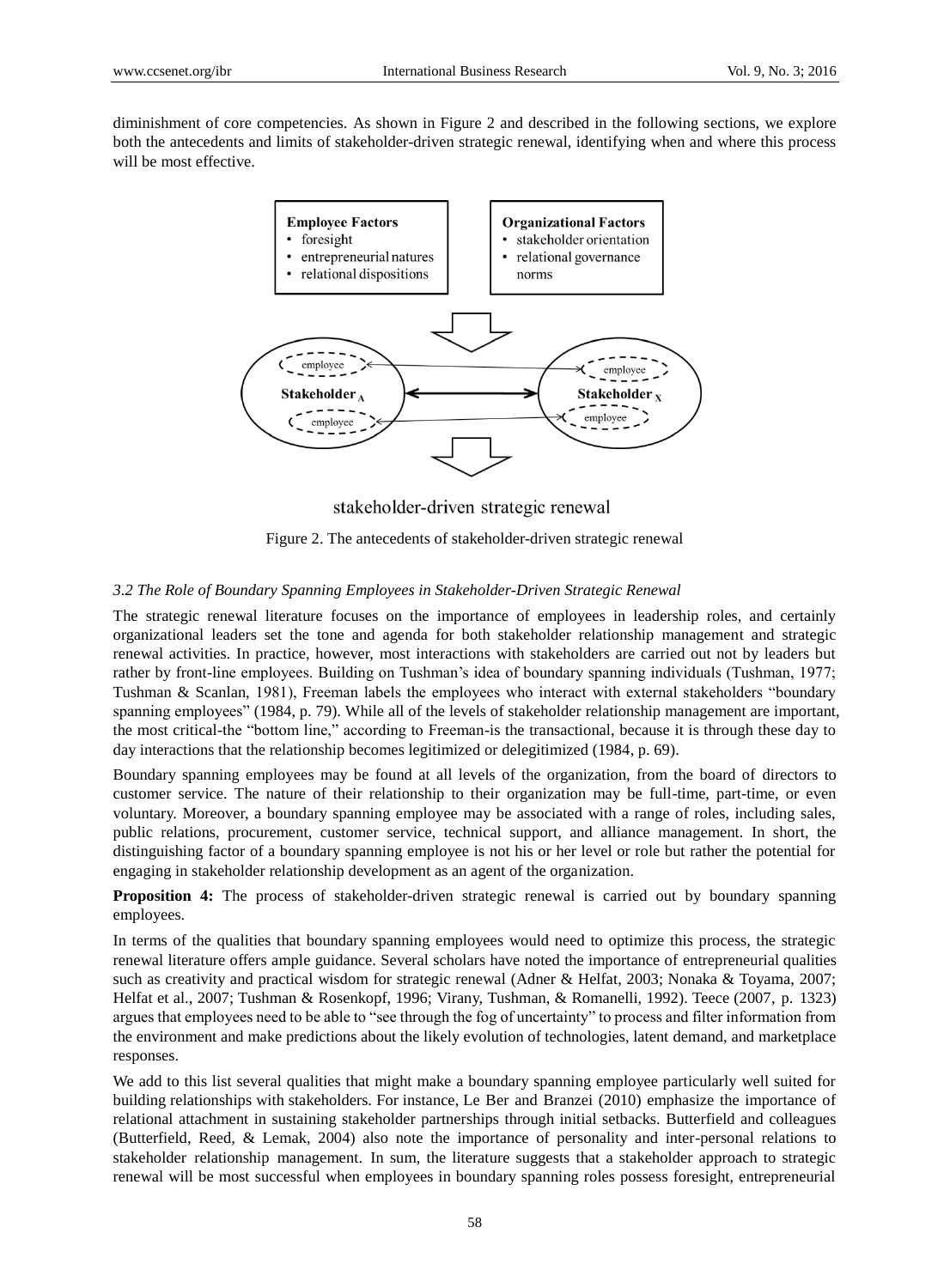diminishment of core competencies. As shown in Figure 2 and described in the following sections, we explore both the antecedents and limits of stakeholder-driven strategic renewal, identifying when and where this process will be most effective.

**Employee Factors**
- foresight
- entrepreneurial natures
- relational dispositions

**Organizational Factors**
- stakeholder orientation
- relational governance norms

employee | employee | employee | employee

**Stakeholder $_A$** ⟷ **Stakeholder $_X$**

stakeholder-driven strategic renewal

Figure 2. The antecedents of stakeholder-driven strategic renewal

### *3.2 The Role of Boundary Spanning Employees in Stakeholder-Driven Strategic Renewal*

The strategic renewal literature focuses on the importance of employees in leadership roles, and certainly organizational leaders set the tone and agenda for both stakeholder relationship management and strategic renewal activities. In practice, however, most interactions with stakeholders are carried out not by leaders but rather by front-line employees. Building on Tushman's idea of boundary spanning individuals (Tushman, 1977; Tushman & Scanlan, 1981), Freeman labels the employees who interact with external stakeholders "boundary spanning employees" (1984, p. 79). While all of the levels of stakeholder relationship management are important, the most critical-the "bottom line," according to Freeman-is the transactional, because it is through these day to day interactions that the relationship becomes legitimized or delegitimized (1984, p. 69).

Boundary spanning employees may be found at all levels of the organization, from the board of directors to customer service. The nature of their relationship to their organization may be full-time, part-time, or even voluntary. Moreover, a boundary spanning employee may be associated with a range of roles, including sales, public relations, procurement, customer service, technical support, and alliance management. In short, the distinguishing factor of a boundary spanning employee is not his or her level or role but rather the potential for engaging in stakeholder relationship development as an agent of the organization.

**Proposition 4:** The process of stakeholder-driven strategic renewal is carried out by boundary spanning employees.

In terms of the qualities that boundary spanning employees would need to optimize this process, the strategic renewal literature offers ample guidance. Several scholars have noted the importance of entrepreneurial qualities such as creativity and practical wisdom for strategic renewal (Adner & Helfat, 2003; Nonaka & Toyama, 2007; Helfat et al., 2007; Tushman & Rosenkopf, 1996; Virany, Tushman, & Romanelli, 1992). Teece (2007, p. 1323) argues that employees need to be able to "see through the fog of uncertainty" to process and filter information from the environment and make predictions about the likely evolution of technologies, latent demand, and marketplace responses.

We add to this list several qualities that might make a boundary spanning employee particularly well suited for building relationships with stakeholders. For instance, Le Ber and Branzei (2010) emphasize the importance of relational attachment in sustaining stakeholder partnerships through initial setbacks. Butterfield and colleagues (Butterfield, Reed, & Lemak, 2004) also note the importance of personality and inter-personal relations to stakeholder relationship management. In sum, the literature suggests that a stakeholder approach to strategic renewal will be most successful when employees in boundary spanning roles possess foresight, entrepreneurial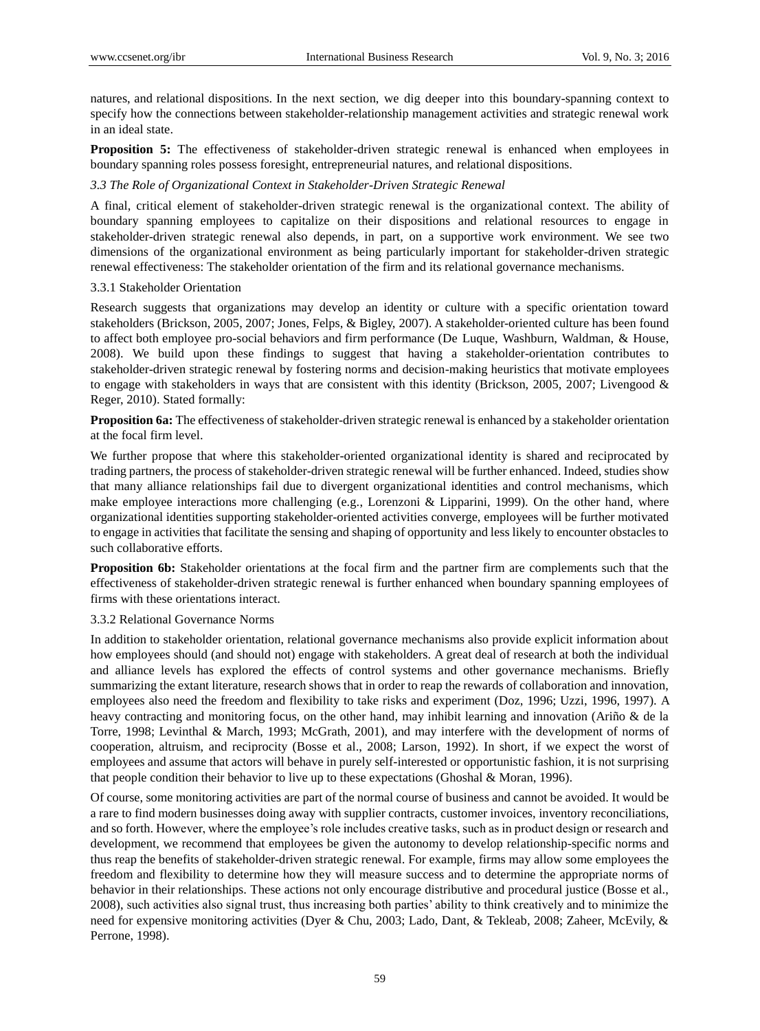natures, and relational dispositions. In the next section, we dig deeper into this boundary-spanning context to specify how the connections between stakeholder-relationship management activities and strategic renewal work in an ideal state.

**Proposition 5:** The effectiveness of stakeholder-driven strategic renewal is enhanced when employees in boundary spanning roles possess foresight, entrepreneurial natures, and relational dispositions.

### *3.3 The Role of Organizational Context in Stakeholder-Driven Strategic Renewal*

A final, critical element of stakeholder-driven strategic renewal is the organizational context. The ability of boundary spanning employees to capitalize on their dispositions and relational resources to engage in stakeholder-driven strategic renewal also depends, in part, on a supportive work environment. We see two dimensions of the organizational environment as being particularly important for stakeholder-driven strategic renewal effectiveness: The stakeholder orientation of the firm and its relational governance mechanisms.

#### 3.3.1 Stakeholder Orientation

Research suggests that organizations may develop an identity or culture with a specific orientation toward stakeholders (Brickson, 2005, 2007; Jones, Felps, & Bigley, 2007). A stakeholder-oriented culture has been found to affect both employee pro-social behaviors and firm performance (De Luque, Washburn, Waldman, & House, 2008). We build upon these findings to suggest that having a stakeholder-orientation contributes to stakeholder-driven strategic renewal by fostering norms and decision-making heuristics that motivate employees to engage with stakeholders in ways that are consistent with this identity (Brickson, 2005, 2007; Livengood & Reger, 2010). Stated formally:

**Proposition 6a:** The effectiveness of stakeholder-driven strategic renewal is enhanced by a stakeholder orientation at the focal firm level.

We further propose that where this stakeholder-oriented organizational identity is shared and reciprocated by trading partners, the process of stakeholder-driven strategic renewal will be further enhanced. Indeed, studies show that many alliance relationships fail due to divergent organizational identities and control mechanisms, which make employee interactions more challenging (e.g., Lorenzoni & Lipparini, 1999). On the other hand, where organizational identities supporting stakeholder-oriented activities converge, employees will be further motivated to engage in activities that facilitate the sensing and shaping of opportunity and less likely to encounter obstacles to such collaborative efforts.

**Proposition 6b:** Stakeholder orientations at the focal firm and the partner firm are complements such that the effectiveness of stakeholder-driven strategic renewal is further enhanced when boundary spanning employees of firms with these orientations interact.

#### 3.3.2 Relational Governance Norms

In addition to stakeholder orientation, relational governance mechanisms also provide explicit information about how employees should (and should not) engage with stakeholders. A great deal of research at both the individual and alliance levels has explored the effects of control systems and other governance mechanisms. Briefly summarizing the extant literature, research shows that in order to reap the rewards of collaboration and innovation, employees also need the freedom and flexibility to take risks and experiment (Doz, 1996; Uzzi, 1996, 1997). A heavy contracting and monitoring focus, on the other hand, may inhibit learning and innovation (Ariño & de la Torre, 1998; Levinthal & March, 1993; McGrath, 2001), and may interfere with the development of norms of cooperation, altruism, and reciprocity (Bosse et al., 2008; Larson, 1992). In short, if we expect the worst of employees and assume that actors will behave in purely self-interested or opportunistic fashion, it is not surprising that people condition their behavior to live up to these expectations (Ghoshal & Moran, 1996).

Of course, some monitoring activities are part of the normal course of business and cannot be avoided. It would be a rare to find modern businesses doing away with supplier contracts, customer invoices, inventory reconciliations, and so forth. However, where the employee's role includes creative tasks, such as in product design or research and development, we recommend that employees be given the autonomy to develop relationship-specific norms and thus reap the benefits of stakeholder-driven strategic renewal. For example, firms may allow some employees the freedom and flexibility to determine how they will measure success and to determine the appropriate norms of behavior in their relationships. These actions not only encourage distributive and procedural justice (Bosse et al., 2008), such activities also signal trust, thus increasing both parties' ability to think creatively and to minimize the need for expensive monitoring activities (Dyer & Chu, 2003; Lado, Dant, & Tekleab, 2008; Zaheer, McEvily, & Perrone, 1998).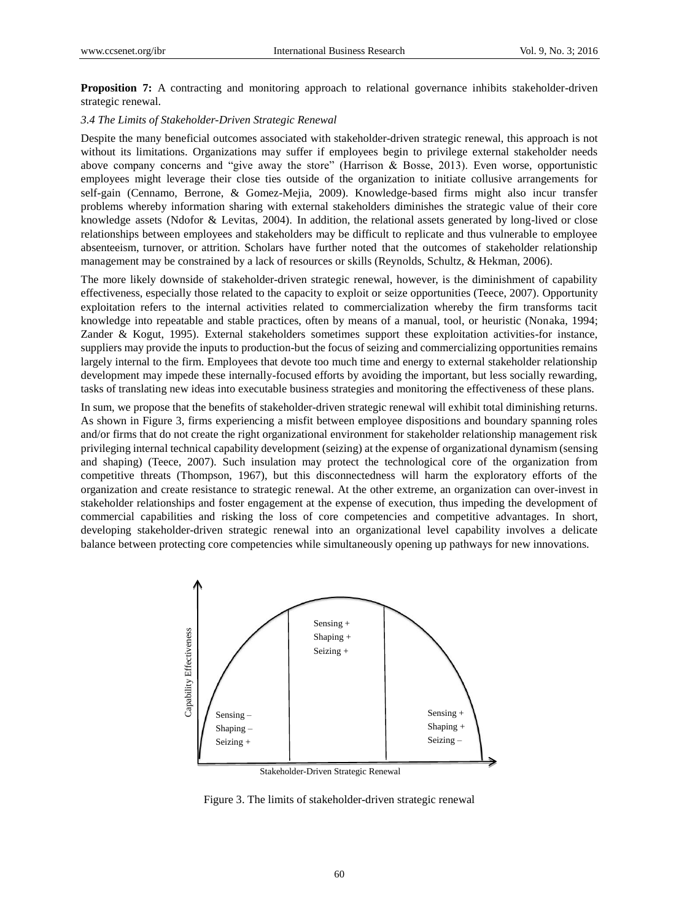**Proposition 7:** A contracting and monitoring approach to relational governance inhibits stakeholder-driven strategic renewal.

### *3.4 The Limits of Stakeholder-Driven Strategic Renewal*

Despite the many beneficial outcomes associated with stakeholder-driven strategic renewal, this approach is not without its limitations. Organizations may suffer if employees begin to privilege external stakeholder needs above company concerns and "give away the store" (Harrison & Bosse, 2013). Even worse, opportunistic employees might leverage their close ties outside of the organization to initiate collusive arrangements for self-gain (Cennamo, Berrone, & Gomez-Mejia, 2009). Knowledge-based firms might also incur transfer problems whereby information sharing with external stakeholders diminishes the strategic value of their core knowledge assets (Ndofor & Levitas, 2004). In addition, the relational assets generated by long-lived or close relationships between employees and stakeholders may be difficult to replicate and thus vulnerable to employee absenteeism, turnover, or attrition. Scholars have further noted that the outcomes of stakeholder relationship management may be constrained by a lack of resources or skills (Reynolds, Schultz, & Hekman, 2006).

The more likely downside of stakeholder-driven strategic renewal, however, is the diminishment of capability effectiveness, especially those related to the capacity to exploit or seize opportunities (Teece, 2007). Opportunity exploitation refers to the internal activities related to commercialization whereby the firm transforms tacit knowledge into repeatable and stable practices, often by means of a manual, tool, or heuristic (Nonaka, 1994; Zander & Kogut, 1995). External stakeholders sometimes support these exploitation activities-for instance, suppliers may provide the inputs to production-but the focus of seizing and commercializing opportunities remains largely internal to the firm. Employees that devote too much time and energy to external stakeholder relationship development may impede these internally-focused efforts by avoiding the important, but less socially rewarding, tasks of translating new ideas into executable business strategies and monitoring the effectiveness of these plans.

In sum, we propose that the benefits of stakeholder-driven strategic renewal will exhibit total diminishing returns. As shown in Figure 3, firms experiencing a misfit between employee dispositions and boundary spanning roles and/or firms that do not create the right organizational environment for stakeholder relationship management risk privileging internal technical capability development (seizing) at the expense of organizational dynamism (sensing and shaping) (Teece, 2007). Such insulation may protect the technological core of the organization from competitive threats (Thompson, 1967), but this disconnectedness will harm the exploratory efforts of the organization and create resistance to strategic renewal. At the other extreme, an organization can over-invest in stakeholder relationships and foster engagement at the expense of execution, thus impeding the development of commercial capabilities and risking the loss of core competencies and competitive advantages. In short, developing stakeholder-driven strategic renewal into an organizational level capability involves a delicate balance between protecting core competencies while simultaneously opening up pathways for new innovations.

Capability Effectiveness

Sensing –
Shaping –
Seizing +

Sensing +
Shaping +
Seizing +

Sensing +
Shaping +
Seizing –

Stakeholder-Driven Strategic Renewal

Figure 3. The limits of stakeholder-driven strategic renewal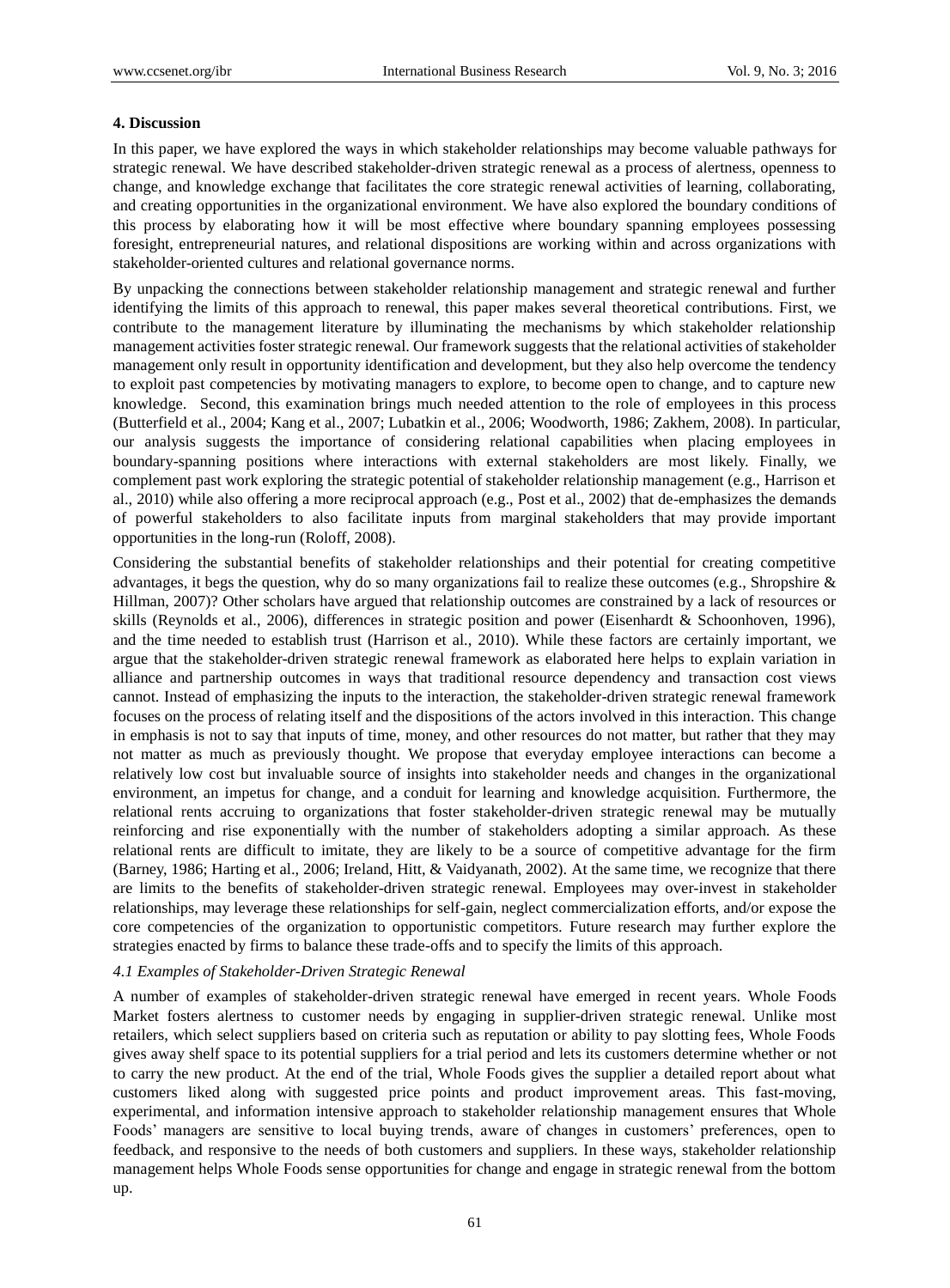## 4. Discussion

In this paper, we have explored the ways in which stakeholder relationships may become valuable pathways for strategic renewal. We have described stakeholder-driven strategic renewal as a process of alertness, openness to change, and knowledge exchange that facilitates the core strategic renewal activities of learning, collaborating, and creating opportunities in the organizational environment. We have also explored the boundary conditions of this process by elaborating how it will be most effective where boundary spanning employees possessing foresight, entrepreneurial natures, and relational dispositions are working within and across organizations with stakeholder-oriented cultures and relational governance norms.

By unpacking the connections between stakeholder relationship management and strategic renewal and further identifying the limits of this approach to renewal, this paper makes several theoretical contributions. First, we contribute to the management literature by illuminating the mechanisms by which stakeholder relationship management activities foster strategic renewal. Our framework suggests that the relational activities of stakeholder management only result in opportunity identification and development, but they also help overcome the tendency to exploit past competencies by motivating managers to explore, to become open to change, and to capture new knowledge. Second, this examination brings much needed attention to the role of employees in this process (Butterfield et al., 2004; Kang et al., 2007; Lubatkin et al., 2006; Woodworth, 1986; Zakhem, 2008). In particular, our analysis suggests the importance of considering relational capabilities when placing employees in boundary-spanning positions where interactions with external stakeholders are most likely. Finally, we complement past work exploring the strategic potential of stakeholder relationship management (e.g., Harrison et al., 2010) while also offering a more reciprocal approach (e.g., Post et al., 2002) that de-emphasizes the demands of powerful stakeholders to also facilitate inputs from marginal stakeholders that may provide important opportunities in the long-run (Roloff, 2008).

Considering the substantial benefits of stakeholder relationships and their potential for creating competitive advantages, it begs the question, why do so many organizations fail to realize these outcomes (e.g., Shropshire & Hillman, 2007)? Other scholars have argued that relationship outcomes are constrained by a lack of resources or skills (Reynolds et al., 2006), differences in strategic position and power (Eisenhardt & Schoonhoven, 1996), and the time needed to establish trust (Harrison et al., 2010). While these factors are certainly important, we argue that the stakeholder-driven strategic renewal framework as elaborated here helps to explain variation in alliance and partnership outcomes in ways that traditional resource dependency and transaction cost views cannot. Instead of emphasizing the inputs to the interaction, the stakeholder-driven strategic renewal framework focuses on the process of relating itself and the dispositions of the actors involved in this interaction. This change in emphasis is not to say that inputs of time, money, and other resources do not matter, but rather that they may not matter as much as previously thought. We propose that everyday employee interactions can become a relatively low cost but invaluable source of insights into stakeholder needs and changes in the organizational environment, an impetus for change, and a conduit for learning and knowledge acquisition. Furthermore, the relational rents accruing to organizations that foster stakeholder-driven strategic renewal may be mutually reinforcing and rise exponentially with the number of stakeholders adopting a similar approach. As these relational rents are difficult to imitate, they are likely to be a source of competitive advantage for the firm (Barney, 1986; Harting et al., 2006; Ireland, Hitt, & Vaidyanath, 2002). At the same time, we recognize that there are limits to the benefits of stakeholder-driven strategic renewal. Employees may over-invest in stakeholder relationships, may leverage these relationships for self-gain, neglect commercialization efforts, and/or expose the core competencies of the organization to opportunistic competitors. Future research may further explore the strategies enacted by firms to balance these trade-offs and to specify the limits of this approach.

### *4.1 Examples of Stakeholder-Driven Strategic Renewal*

A number of examples of stakeholder-driven strategic renewal have emerged in recent years. Whole Foods Market fosters alertness to customer needs by engaging in supplier-driven strategic renewal. Unlike most retailers, which select suppliers based on criteria such as reputation or ability to pay slotting fees, Whole Foods gives away shelf space to its potential suppliers for a trial period and lets its customers determine whether or not to carry the new product. At the end of the trial, Whole Foods gives the supplier a detailed report about what customers liked along with suggested price points and product improvement areas. This fast-moving, experimental, and information intensive approach to stakeholder relationship management ensures that Whole Foods' managers are sensitive to local buying trends, aware of changes in customers' preferences, open to feedback, and responsive to the needs of both customers and suppliers. In these ways, stakeholder relationship management helps Whole Foods sense opportunities for change and engage in strategic renewal from the bottom up.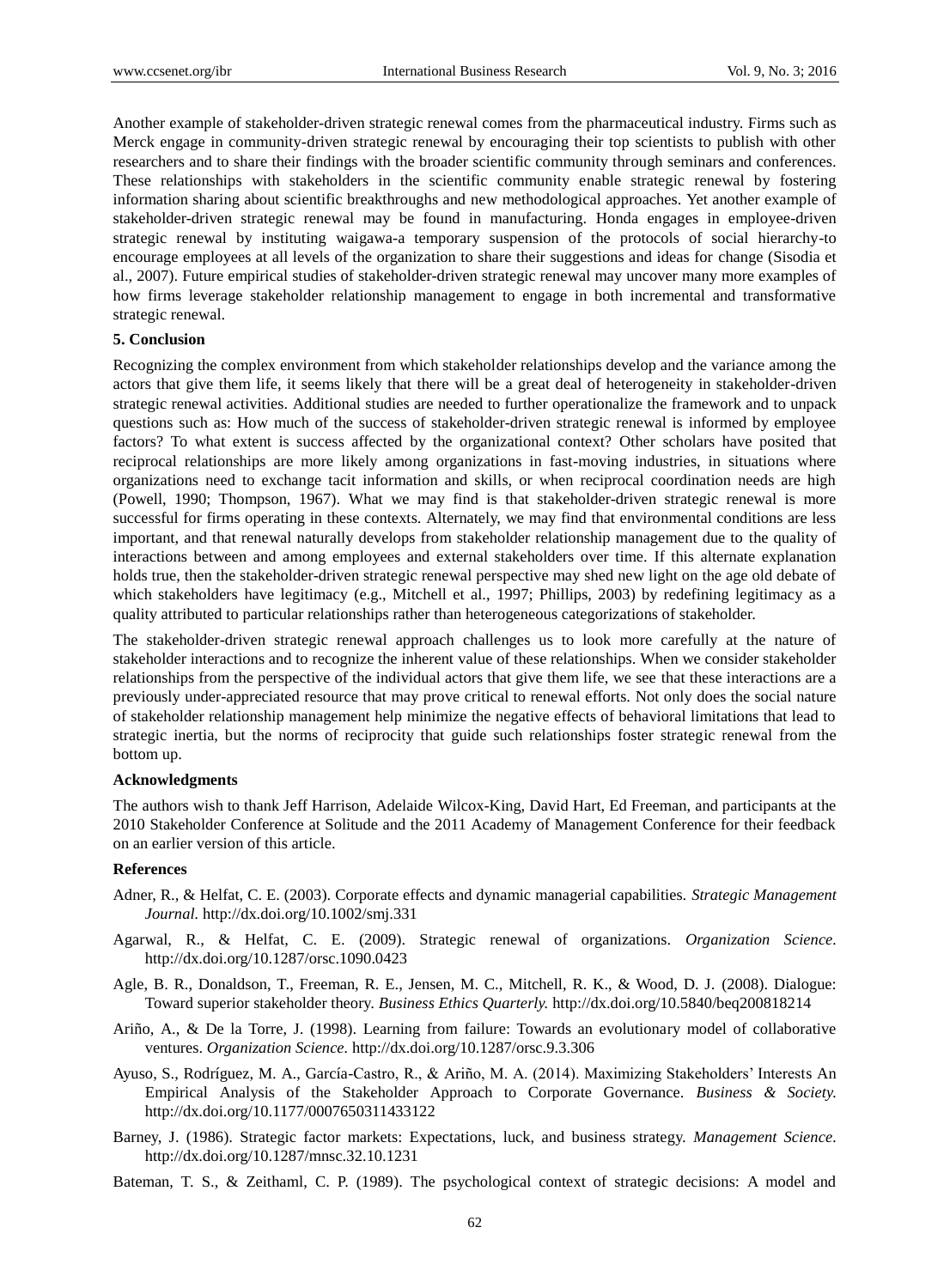Another example of stakeholder-driven strategic renewal comes from the pharmaceutical industry. Firms such as Merck engage in community-driven strategic renewal by encouraging their top scientists to publish with other researchers and to share their findings with the broader scientific community through seminars and conferences. These relationships with stakeholders in the scientific community enable strategic renewal by fostering information sharing about scientific breakthroughs and new methodological approaches. Yet another example of stakeholder-driven strategic renewal may be found in manufacturing. Honda engages in employee-driven strategic renewal by instituting waigawa-a temporary suspension of the protocols of social hierarchy-to encourage employees at all levels of the organization to share their suggestions and ideas for change (Sisodia et al., 2007). Future empirical studies of stakeholder-driven strategic renewal may uncover many more examples of how firms leverage stakeholder relationship management to engage in both incremental and transformative strategic renewal.

## 5. Conclusion

Recognizing the complex environment from which stakeholder relationships develop and the variance among the actors that give them life, it seems likely that there will be a great deal of heterogeneity in stakeholder-driven strategic renewal activities. Additional studies are needed to further operationalize the framework and to unpack questions such as: How much of the success of stakeholder-driven strategic renewal is informed by employee factors? To what extent is success affected by the organizational context? Other scholars have posited that reciprocal relationships are more likely among organizations in fast-moving industries, in situations where organizations need to exchange tacit information and skills, or when reciprocal coordination needs are high (Powell, 1990; Thompson, 1967). What we may find is that stakeholder-driven strategic renewal is more successful for firms operating in these contexts. Alternately, we may find that environmental conditions are less important, and that renewal naturally develops from stakeholder relationship management due to the quality of interactions between and among employees and external stakeholders over time. If this alternate explanation holds true, then the stakeholder-driven strategic renewal perspective may shed new light on the age old debate of which stakeholders have legitimacy (e.g., Mitchell et al., 1997; Phillips, 2003) by redefining legitimacy as a quality attributed to particular relationships rather than heterogeneous categorizations of stakeholder.

The stakeholder-driven strategic renewal approach challenges us to look more carefully at the nature of stakeholder interactions and to recognize the inherent value of these relationships. When we consider stakeholder relationships from the perspective of the individual actors that give them life, we see that these interactions are a previously under-appreciated resource that may prove critical to renewal efforts. Not only does the social nature of stakeholder relationship management help minimize the negative effects of behavioral limitations that lead to strategic inertia, but the norms of reciprocity that guide such relationships foster strategic renewal from the bottom up.

### Acknowledgments

The authors wish to thank Jeff Harrison, Adelaide Wilcox-King, David Hart, Ed Freeman, and participants at the 2010 Stakeholder Conference at Solitude and the 2011 Academy of Management Conference for their feedback on an earlier version of this article.

### References

Adner, R., & Helfat, C. E. (2003). Corporate effects and dynamic managerial capabilities. *Strategic Management Journal.* http://dx.doi.org/10.1002/smj.331

Agarwal, R., & Helfat, C. E. (2009). Strategic renewal of organizations. *Organization Science.* http://dx.doi.org/10.1287/orsc.1090.0423

Agle, B. R., Donaldson, T., Freeman, R. E., Jensen, M. C., Mitchell, R. K., & Wood, D. J. (2008). Dialogue: Toward superior stakeholder theory. *Business Ethics Quarterly.* http://dx.doi.org/10.5840/beq200818214

Ariño, A., & De la Torre, J. (1998). Learning from failure: Towards an evolutionary model of collaborative ventures. *Organization Science.* http://dx.doi.org/10.1287/orsc.9.3.306

Ayuso, S., Rodríguez, M. A., García-Castro, R., & Ariño, M. A. (2014). Maximizing Stakeholders' Interests An Empirical Analysis of the Stakeholder Approach to Corporate Governance. *Business & Society.* http://dx.doi.org/10.1177/0007650311433122

Barney, J. (1986). Strategic factor markets: Expectations, luck, and business strategy. *Management Science.* http://dx.doi.org/10.1287/mnsc.32.10.1231

Bateman, T. S., & Zeithaml, C. P. (1989). The psychological context of strategic decisions: A model and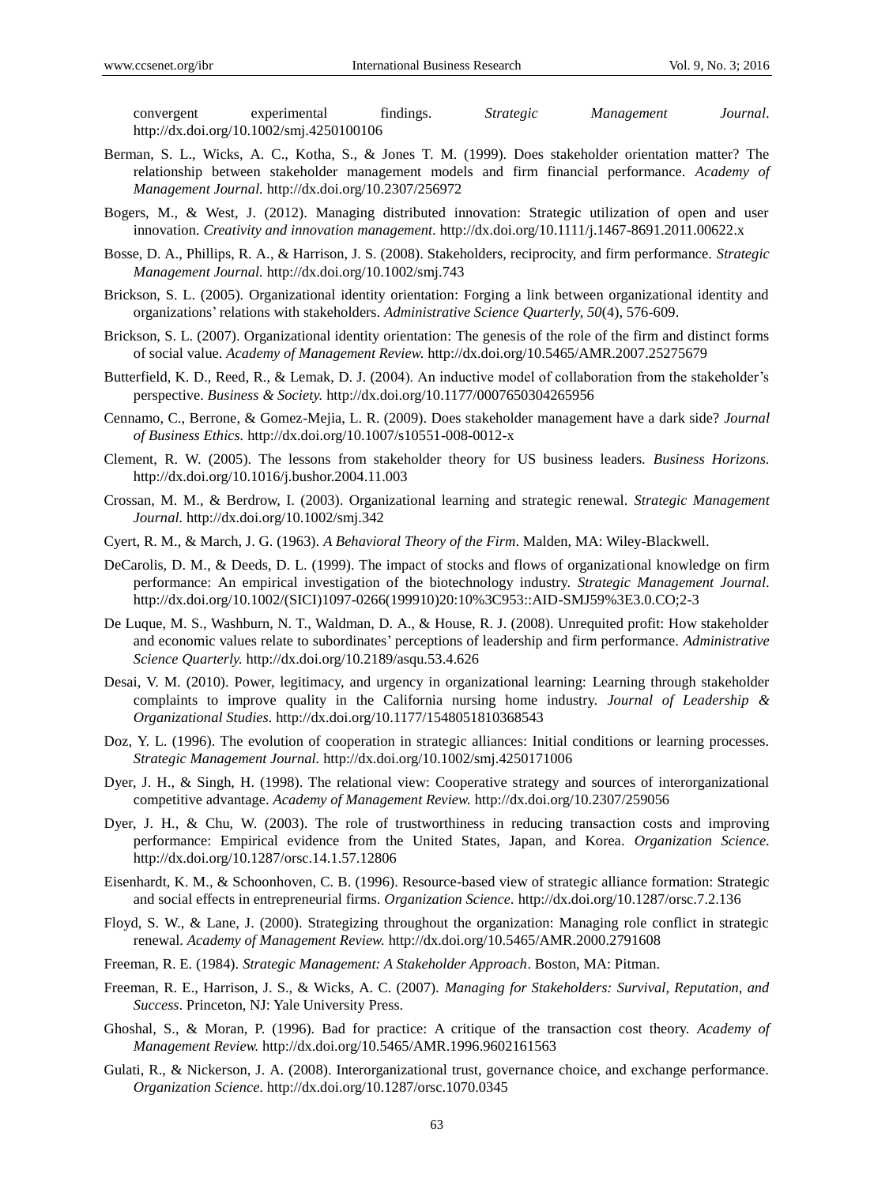convergent experimental findings. *Strategic Management Journal*. http://dx.doi.org/10.1002/smj.4250100106

Berman, S. L., Wicks, A. C., Kotha, S., & Jones T. M. (1999). Does stakeholder orientation matter? The relationship between stakeholder management models and firm financial performance. *Academy of Management Journal*. http://dx.doi.org/10.2307/256972

Bogers, M., & West, J. (2012). Managing distributed innovation: Strategic utilization of open and user innovation. *Creativity and innovation management*. http://dx.doi.org/10.1111/j.1467-8691.2011.00622.x

Bosse, D. A., Phillips, R. A., & Harrison, J. S. (2008). Stakeholders, reciprocity, and firm performance. *Strategic Management Journal*. http://dx.doi.org/10.1002/smj.743

Brickson, S. L. (2005). Organizational identity orientation: Forging a link between organizational identity and organizations' relations with stakeholders. *Administrative Science Quarterly, 50*(4), 576-609.

Brickson, S. L. (2007). Organizational identity orientation: The genesis of the role of the firm and distinct forms of social value. *Academy of Management Review*. http://dx.doi.org/10.5465/AMR.2007.25275679

Butterfield, K. D., Reed, R., & Lemak, D. J. (2004). An inductive model of collaboration from the stakeholder's perspective. *Business & Society*. http://dx.doi.org/10.1177/0007650304265956

Cennamo, C., Berrone, & Gomez-Mejia, L. R. (2009). Does stakeholder management have a dark side? *Journal of Business Ethics*. http://dx.doi.org/10.1007/s10551-008-0012-x

Clement, R. W. (2005). The lessons from stakeholder theory for US business leaders. *Business Horizons*. http://dx.doi.org/10.1016/j.bushor.2004.11.003

Crossan, M. M., & Berdrow, I. (2003). Organizational learning and strategic renewal. *Strategic Management Journal*. http://dx.doi.org/10.1002/smj.342

Cyert, R. M., & March, J. G. (1963). *A Behavioral Theory of the Firm*. Malden, MA: Wiley-Blackwell.

DeCarolis, D. M., & Deeds, D. L. (1999). The impact of stocks and flows of organizational knowledge on firm performance: An empirical investigation of the biotechnology industry. *Strategic Management Journal*. http://dx.doi.org/10.1002/(SICI)1097-0266(199910)20:10%3C953::AID-SMJ59%3E3.0.CO;2-3

De Luque, M. S., Washburn, N. T., Waldman, D. A., & House, R. J. (2008). Unrequited profit: How stakeholder and economic values relate to subordinates' perceptions of leadership and firm performance. *Administrative Science Quarterly*. http://dx.doi.org/10.2189/asqu.53.4.626

Desai, V. M. (2010). Power, legitimacy, and urgency in organizational learning: Learning through stakeholder complaints to improve quality in the California nursing home industry. *Journal of Leadership & Organizational Studies*. http://dx.doi.org/10.1177/1548051810368543

Doz, Y. L. (1996). The evolution of cooperation in strategic alliances: Initial conditions or learning processes. *Strategic Management Journal*. http://dx.doi.org/10.1002/smj.4250171006

Dyer, J. H., & Singh, H. (1998). The relational view: Cooperative strategy and sources of interorganizational competitive advantage. *Academy of Management Review*. http://dx.doi.org/10.2307/259056

Dyer, J. H., & Chu, W. (2003). The role of trustworthiness in reducing transaction costs and improving performance: Empirical evidence from the United States, Japan, and Korea. *Organization Science*. http://dx.doi.org/10.1287/orsc.14.1.57.12806

Eisenhardt, K. M., & Schoonhoven, C. B. (1996). Resource-based view of strategic alliance formation: Strategic and social effects in entrepreneurial firms. *Organization Science*. http://dx.doi.org/10.1287/orsc.7.2.136

Floyd, S. W., & Lane, J. (2000). Strategizing throughout the organization: Managing role conflict in strategic renewal. *Academy of Management Review*. http://dx.doi.org/10.5465/AMR.2000.2791608

Freeman, R. E. (1984). *Strategic Management: A Stakeholder Approach*. Boston, MA: Pitman.

Freeman, R. E., Harrison, J. S., & Wicks, A. C. (2007). *Managing for Stakeholders: Survival, Reputation, and Success*. Princeton, NJ: Yale University Press.

Ghoshal, S., & Moran, P. (1996). Bad for practice: A critique of the transaction cost theory. *Academy of Management Review*. http://dx.doi.org/10.5465/AMR.1996.9602161563

Gulati, R., & Nickerson, J. A. (2008). Interorganizational trust, governance choice, and exchange performance. *Organization Science*. http://dx.doi.org/10.1287/orsc.1070.0345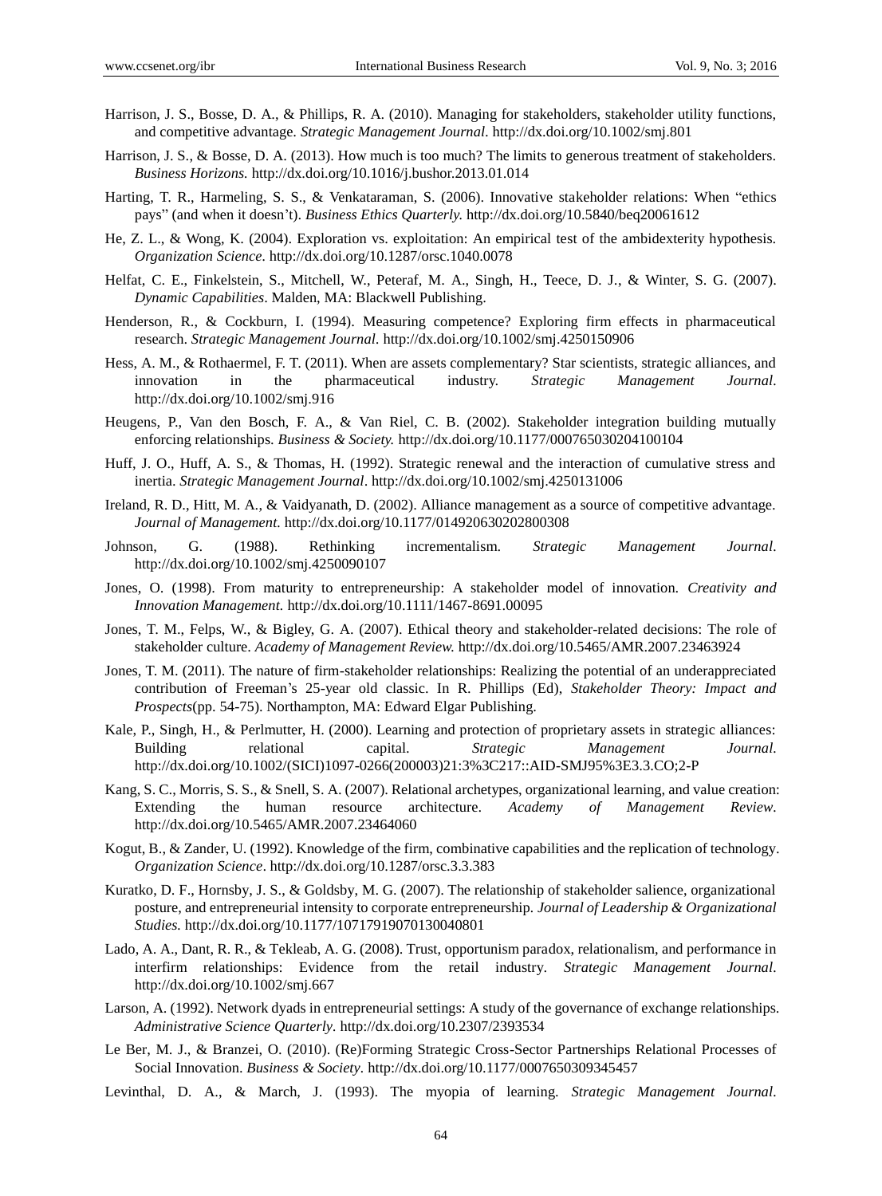Harrison, J. S., Bosse, D. A., & Phillips, R. A. (2010). Managing for stakeholders, stakeholder utility functions, and competitive advantage. *Strategic Management Journal*. http://dx.doi.org/10.1002/smj.801

Harrison, J. S., & Bosse, D. A. (2013). How much is too much? The limits to generous treatment of stakeholders. *Business Horizons.* http://dx.doi.org/10.1016/j.bushor.2013.01.014

Harting, T. R., Harmeling, S. S., & Venkataraman, S. (2006). Innovative stakeholder relations: When "ethics pays" (and when it doesn't). *Business Ethics Quarterly.* http://dx.doi.org/10.5840/beq20061612

He, Z. L., & Wong, K. (2004). Exploration vs. exploitation: An empirical test of the ambidexterity hypothesis. *Organization Science*. http://dx.doi.org/10.1287/orsc.1040.0078

Helfat, C. E., Finkelstein, S., Mitchell, W., Peteraf, M. A., Singh, H., Teece, D. J., & Winter, S. G. (2007). *Dynamic Capabilities*. Malden, MA: Blackwell Publishing.

Henderson, R., & Cockburn, I. (1994). Measuring competence? Exploring firm effects in pharmaceutical research. *Strategic Management Journal*. http://dx.doi.org/10.1002/smj.4250150906

Hess, A. M., & Rothaermel, F. T. (2011). When are assets complementary? Star scientists, strategic alliances, and innovation in the pharmaceutical industry. *Strategic Management Journal*. http://dx.doi.org/10.1002/smj.916

Heugens, P., Van den Bosch, F. A., & Van Riel, C. B. (2002). Stakeholder integration building mutually enforcing relationships. *Business & Society.* http://dx.doi.org/10.1177/000765030204100104

Huff, J. O., Huff, A. S., & Thomas, H. (1992). Strategic renewal and the interaction of cumulative stress and inertia. *Strategic Management Journal*. http://dx.doi.org/10.1002/smj.4250131006

Ireland, R. D., Hitt, M. A., & Vaidyanath, D. (2002). Alliance management as a source of competitive advantage. *Journal of Management.* http://dx.doi.org/10.1177/014920630202800308

Johnson, G. (1988). Rethinking incrementalism. *Strategic Management Journal*. http://dx.doi.org/10.1002/smj.4250090107

Jones, O. (1998). From maturity to entrepreneurship: A stakeholder model of innovation. *Creativity and Innovation Management.* http://dx.doi.org/10.1111/1467-8691.00095

Jones, T. M., Felps, W., & Bigley, G. A. (2007). Ethical theory and stakeholder-related decisions: The role of stakeholder culture. *Academy of Management Review.* http://dx.doi.org/10.5465/AMR.2007.23463924

Jones, T. M. (2011). The nature of firm-stakeholder relationships: Realizing the potential of an underappreciated contribution of Freeman's 25-year old classic. In R. Phillips (Ed), *Stakeholder Theory: Impact and Prospects*(pp. 54-75). Northampton, MA: Edward Elgar Publishing.

Kale, P., Singh, H., & Perlmutter, H. (2000). Learning and protection of proprietary assets in strategic alliances: Building relational capital. *Strategic Management Journal.* http://dx.doi.org/10.1002/(SICI)1097-0266(200003)21:3%3C217::AID-SMJ95%3E3.3.CO;2-P

Kang, S. C., Morris, S. S., & Snell, S. A. (2007). Relational archetypes, organizational learning, and value creation: Extending the human resource architecture. *Academy of Management Review*. http://dx.doi.org/10.5465/AMR.2007.23464060

Kogut, B., & Zander, U. (1992). Knowledge of the firm, combinative capabilities and the replication of technology. *Organization Science*. http://dx.doi.org/10.1287/orsc.3.3.383

Kuratko, D. F., Hornsby, J. S., & Goldsby, M. G. (2007). The relationship of stakeholder salience, organizational posture, and entrepreneurial intensity to corporate entrepreneurship. *Journal of Leadership & Organizational Studies.* http://dx.doi.org/10.1177/10717919070130040801

Lado, A. A., Dant, R. R., & Tekleab, A. G. (2008). Trust, opportunism paradox, relationalism, and performance in interfirm relationships: Evidence from the retail industry. *Strategic Management Journal*. http://dx.doi.org/10.1002/smj.667

Larson, A. (1992). Network dyads in entrepreneurial settings: A study of the governance of exchange relationships. *Administrative Science Quarterly*. http://dx.doi.org/10.2307/2393534

Le Ber, M. J., & Branzei, O. (2010). (Re)Forming Strategic Cross-Sector Partnerships Relational Processes of Social Innovation. *Business & Society*. http://dx.doi.org/10.1177/0007650309345457

Levinthal, D. A., & March, J. (1993). The myopia of learning. *Strategic Management Journal*.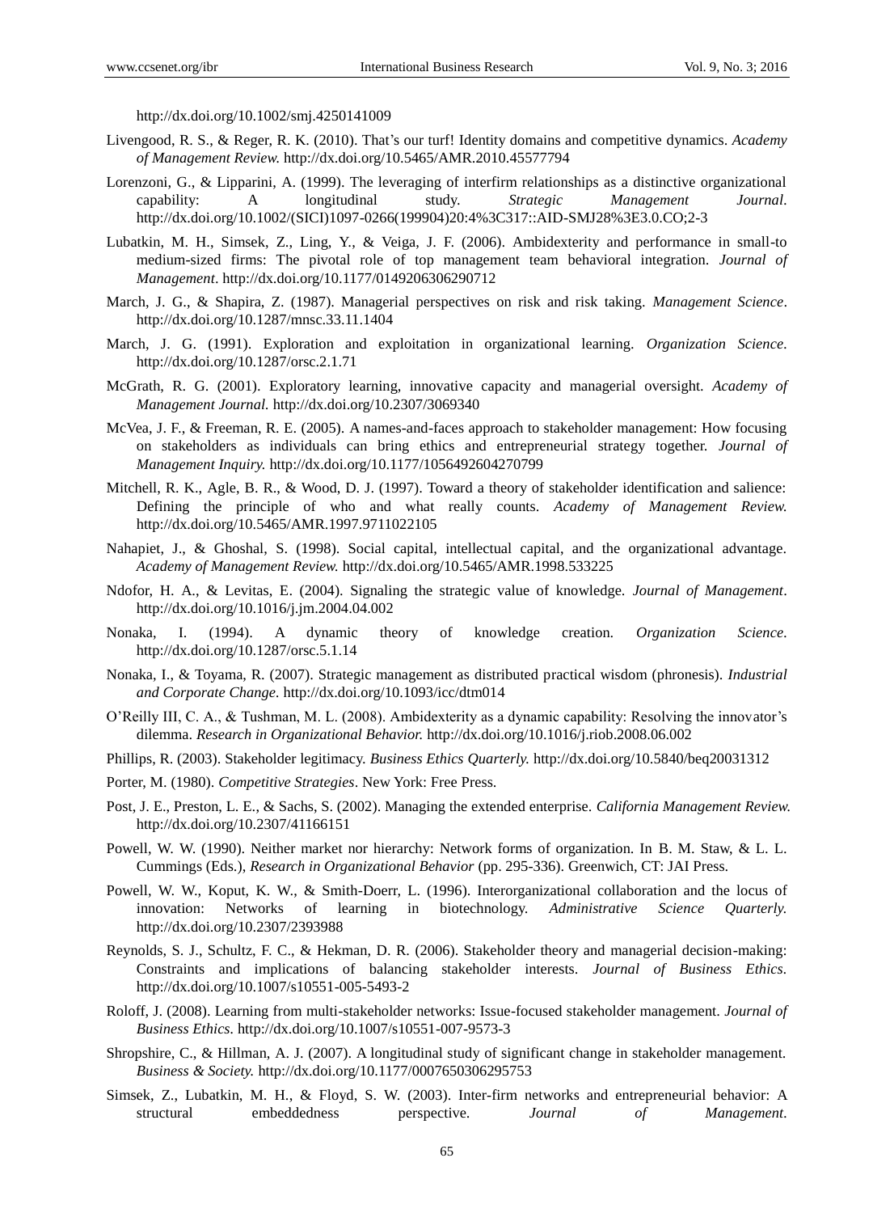http://dx.doi.org/10.1002/smj.4250141009

Livengood, R. S., & Reger, R. K. (2010). That's our turf! Identity domains and competitive dynamics. *Academy of Management Review.* http://dx.doi.org/10.5465/AMR.2010.45577794

Lorenzoni, G., & Lipparini, A. (1999). The leveraging of interfirm relationships as a distinctive organizational capability: A longitudinal study. *Strategic Management Journal*. http://dx.doi.org/10.1002/(SICI)1097-0266(199904)20:4%3C317::AID-SMJ28%3E3.0.CO;2-3

Lubatkin, M. H., Simsek, Z., Ling, Y., & Veiga, J. F. (2006). Ambidexterity and performance in small-to medium-sized firms: The pivotal role of top management team behavioral integration. *Journal of Management*. http://dx.doi.org/10.1177/0149206306290712

March, J. G., & Shapira, Z. (1987). Managerial perspectives on risk and risk taking. *Management Science*. http://dx.doi.org/10.1287/mnsc.33.11.1404

March, J. G. (1991). Exploration and exploitation in organizational learning. *Organization Science*. http://dx.doi.org/10.1287/orsc.2.1.71

McGrath, R. G. (2001). Exploratory learning, innovative capacity and managerial oversight. *Academy of Management Journal.* http://dx.doi.org/10.2307/3069340

McVea, J. F., & Freeman, R. E. (2005). A names-and-faces approach to stakeholder management: How focusing on stakeholders as individuals can bring ethics and entrepreneurial strategy together. *Journal of Management Inquiry.* http://dx.doi.org/10.1177/1056492604270799

Mitchell, R. K., Agle, B. R., & Wood, D. J. (1997). Toward a theory of stakeholder identification and salience: Defining the principle of who and what really counts. *Academy of Management Review.* http://dx.doi.org/10.5465/AMR.1997.9711022105

Nahapiet, J., & Ghoshal, S. (1998). Social capital, intellectual capital, and the organizational advantage. *Academy of Management Review.* http://dx.doi.org/10.5465/AMR.1998.533225

Ndofor, H. A., & Levitas, E. (2004). Signaling the strategic value of knowledge. *Journal of Management*. http://dx.doi.org/10.1016/j.jm.2004.04.002

Nonaka, I. (1994). A dynamic theory of knowledge creation. *Organization Science*. http://dx.doi.org/10.1287/orsc.5.1.14

Nonaka, I., & Toyama, R. (2007). Strategic management as distributed practical wisdom (phronesis). *Industrial and Corporate Change.* http://dx.doi.org/10.1093/icc/dtm014

O'Reilly III, C. A., & Tushman, M. L. (2008). Ambidexterity as a dynamic capability: Resolving the innovator's dilemma. *Research in Organizational Behavior.* http://dx.doi.org/10.1016/j.riob.2008.06.002

Phillips, R. (2003). Stakeholder legitimacy. *Business Ethics Quarterly.* http://dx.doi.org/10.5840/beq20031312

Porter, M. (1980). *Competitive Strategies*. New York: Free Press.

Post, J. E., Preston, L. E., & Sachs, S. (2002). Managing the extended enterprise. *California Management Review.* http://dx.doi.org/10.2307/41166151

Powell, W. W. (1990). Neither market nor hierarchy: Network forms of organization. In B. M. Staw, & L. L. Cummings (Eds.), *Research in Organizational Behavior* (pp. 295-336). Greenwich, CT: JAI Press.

Powell, W. W., Koput, K. W., & Smith-Doerr, L. (1996). Interorganizational collaboration and the locus of innovation: Networks of learning in biotechnology. *Administrative Science Quarterly.* http://dx.doi.org/10.2307/2393988

Reynolds, S. J., Schultz, F. C., & Hekman, D. R. (2006). Stakeholder theory and managerial decision-making: Constraints and implications of balancing stakeholder interests. *Journal of Business Ethics*. http://dx.doi.org/10.1007/s10551-005-5493-2

Roloff, J. (2008). Learning from multi-stakeholder networks: Issue-focused stakeholder management. *Journal of Business Ethics*. http://dx.doi.org/10.1007/s10551-007-9573-3

Shropshire, C., & Hillman, A. J. (2007). A longitudinal study of significant change in stakeholder management. *Business & Society.* http://dx.doi.org/10.1177/0007650306295753

Simsek, Z., Lubatkin, M. H., & Floyd, S. W. (2003). Inter-firm networks and entrepreneurial behavior: A structural embeddedness perspective. *Journal of Management*.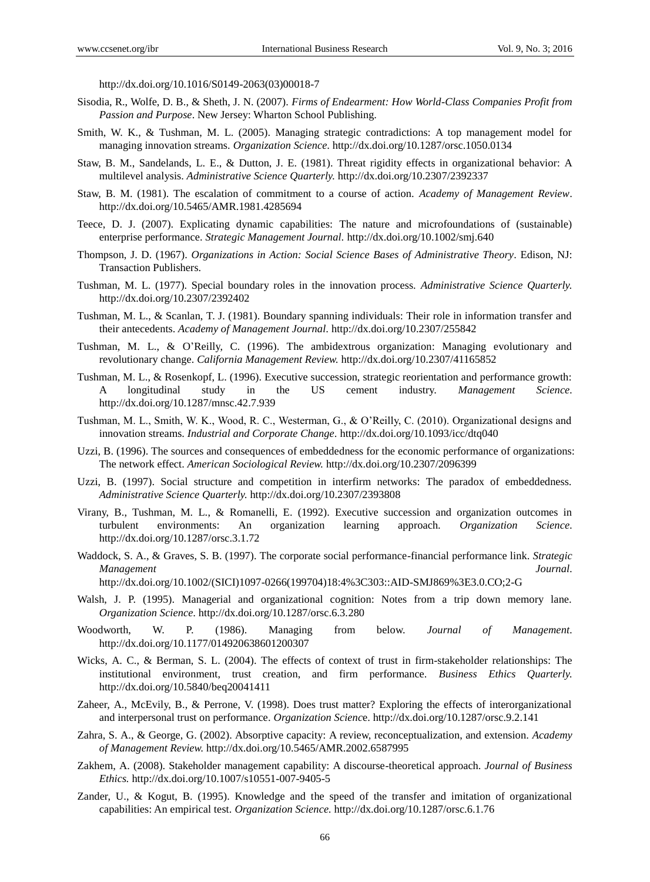http://dx.doi.org/10.1016/S0149-2063(03)00018-7

Sisodia, R., Wolfe, D. B., & Sheth, J. N. (2007). *Firms of Endearment: How World-Class Companies Profit from Passion and Purpose*. New Jersey: Wharton School Publishing.

Smith, W. K., & Tushman, M. L. (2005). Managing strategic contradictions: A top management model for managing innovation streams. *Organization Science*. http://dx.doi.org/10.1287/orsc.1050.0134

Staw, B. M., Sandelands, L. E., & Dutton, J. E. (1981). Threat rigidity effects in organizational behavior: A multilevel analysis. *Administrative Science Quarterly.* http://dx.doi.org/10.2307/2392337

Staw, B. M. (1981). The escalation of commitment to a course of action. *Academy of Management Review*. http://dx.doi.org/10.5465/AMR.1981.4285694

Teece, D. J. (2007). Explicating dynamic capabilities: The nature and microfoundations of (sustainable) enterprise performance. *Strategic Management Journal*. http://dx.doi.org/10.1002/smj.640

Thompson, J. D. (1967). *Organizations in Action: Social Science Bases of Administrative Theory*. Edison, NJ: Transaction Publishers.

Tushman, M. L. (1977). Special boundary roles in the innovation process. *Administrative Science Quarterly.* http://dx.doi.org/10.2307/2392402

Tushman, M. L., & Scanlan, T. J. (1981). Boundary spanning individuals: Their role in information transfer and their antecedents. *Academy of Management Journal*. http://dx.doi.org/10.2307/255842

Tushman, M. L., & O'Reilly, C. (1996). The ambidextrous organization: Managing evolutionary and revolutionary change. *California Management Review.* http://dx.doi.org/10.2307/41165852

Tushman, M. L., & Rosenkopf, L. (1996). Executive succession, strategic reorientation and performance growth: A longitudinal study in the US cement industry. *Management Science*. http://dx.doi.org/10.1287/mnsc.42.7.939

Tushman, M. L., Smith, W. K., Wood, R. C., Westerman, G., & O'Reilly, C. (2010). Organizational designs and innovation streams. *Industrial and Corporate Change*. http://dx.doi.org/10.1093/icc/dtq040

Uzzi, B. (1996). The sources and consequences of embeddedness for the economic performance of organizations: The network effect. *American Sociological Review.* http://dx.doi.org/10.2307/2096399

Uzzi, B. (1997). Social structure and competition in interfirm networks: The paradox of embeddedness. *Administrative Science Quarterly.* http://dx.doi.org/10.2307/2393808

Virany, B., Tushman, M. L., & Romanelli, E. (1992). Executive succession and organization outcomes in turbulent environments: An organization learning approach. *Organization Science*. http://dx.doi.org/10.1287/orsc.3.1.72

Waddock, S. A., & Graves, S. B. (1997). The corporate social performance-financial performance link. *Strategic Management Journal*. http://dx.doi.org/10.1002/(SICI)1097-0266(199704)18:4%3C303::AID-SMJ869%3E3.0.CO;2-G

Walsh, J. P. (1995). Managerial and organizational cognition: Notes from a trip down memory lane. *Organization Science*. http://dx.doi.org/10.1287/orsc.6.3.280

Woodworth, W. P. (1986). Managing from below. *Journal of Management*. http://dx.doi.org/10.1177/014920638601200307

Wicks, A. C., & Berman, S. L. (2004). The effects of context of trust in firm-stakeholder relationships: The institutional environment, trust creation, and firm performance. *Business Ethics Quarterly.* http://dx.doi.org/10.5840/beq20041411

Zaheer, A., McEvily, B., & Perrone, V. (1998). Does trust matter? Exploring the effects of interorganizational and interpersonal trust on performance. *Organization Science*. http://dx.doi.org/10.1287/orsc.9.2.141

Zahra, S. A., & George, G. (2002). Absorptive capacity: A review, reconceptualization, and extension. *Academy of Management Review.* http://dx.doi.org/10.5465/AMR.2002.6587995

Zakhem, A. (2008). Stakeholder management capability: A discourse-theoretical approach. *Journal of Business Ethics.* http://dx.doi.org/10.1007/s10551-007-9405-5

Zander, U., & Kogut, B. (1995). Knowledge and the speed of the transfer and imitation of organizational capabilities: An empirical test. *Organization Science.* http://dx.doi.org/10.1287/orsc.6.1.76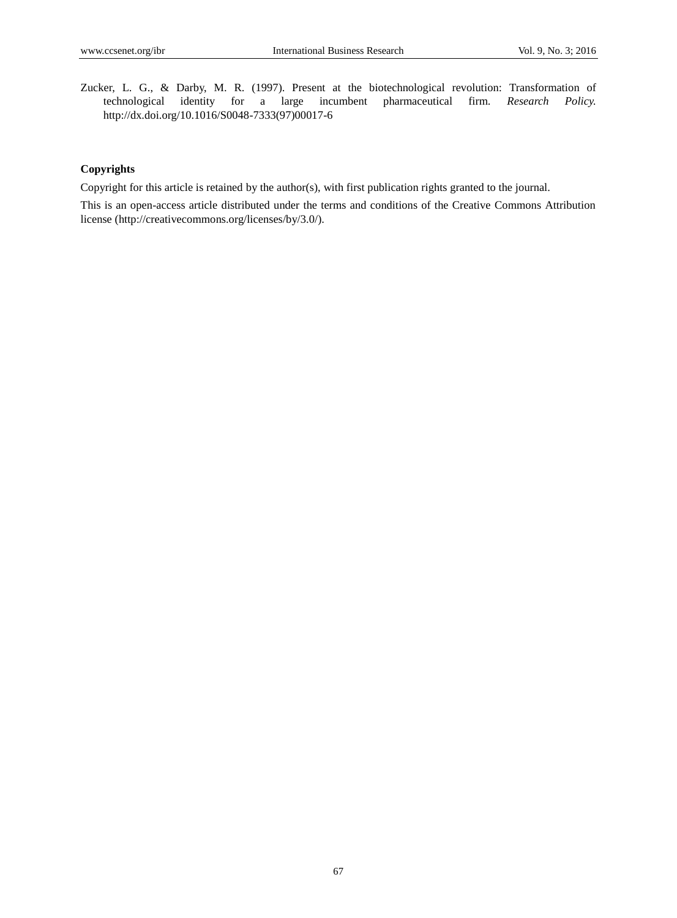Zucker, L. G., & Darby, M. R. (1997). Present at the biotechnological revolution: Transformation of technological identity for a large incumbent pharmaceutical firm. *Research Policy.* http://dx.doi.org/10.1016/S0048-7333(97)00017-6

**Copyrights**

Copyright for this article is retained by the author(s), with first publication rights granted to the journal.

This is an open-access article distributed under the terms and conditions of the Creative Commons Attribution license (http://creativecommons.org/licenses/by/3.0/).